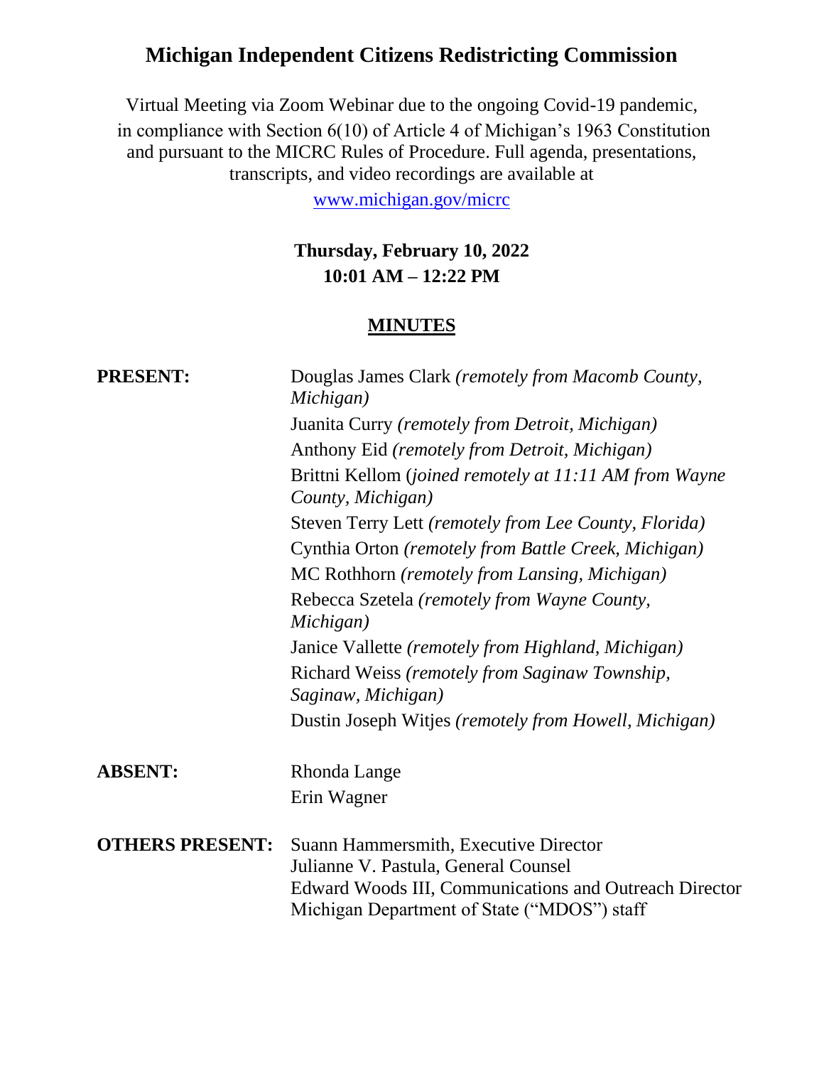# Michigan Independent Citizens Redistricting Commission

Virtual Meeting via Zoom Webinar due to the ongoing Covid-19 pandemic, in compliance with Section 6(10) of Article 4 of Michigan's 1963 Constitution and pursuant to the MICRC Rules of Procedure. Full agenda, presentations, transcripts, and video recordings are available at

www.michigan.gov/micrc

**Thursday, February 10, 2022**
**10:01 AM – 12:22 PM**

## MINUTES

**PRESENT:**

Douglas James Clark *(remotely from Macomb County, Michigan)*
Juanita Curry *(remotely from Detroit, Michigan)*
Anthony Eid *(remotely from Detroit, Michigan)*
Brittni Kellom (*joined remotely at 11:11 AM from Wayne County, Michigan)*
Steven Terry Lett *(remotely from Lee County, Florida)*
Cynthia Orton *(remotely from Battle Creek, Michigan)*
MC Rothhorn *(remotely from Lansing, Michigan)*
Rebecca Szetela *(remotely from Wayne County, Michigan)*
Janice Vallette *(remotely from Highland, Michigan)*
Richard Weiss *(remotely from Saginaw Township, Saginaw, Michigan)*
Dustin Joseph Witjes *(remotely from Howell, Michigan)*

**ABSENT:**

Rhonda Lange
Erin Wagner

**OTHERS PRESENT:**

Suann Hammersmith, Executive Director
Julianne V. Pastula, General Counsel
Edward Woods III, Communications and Outreach Director
Michigan Department of State ("MDOS") staff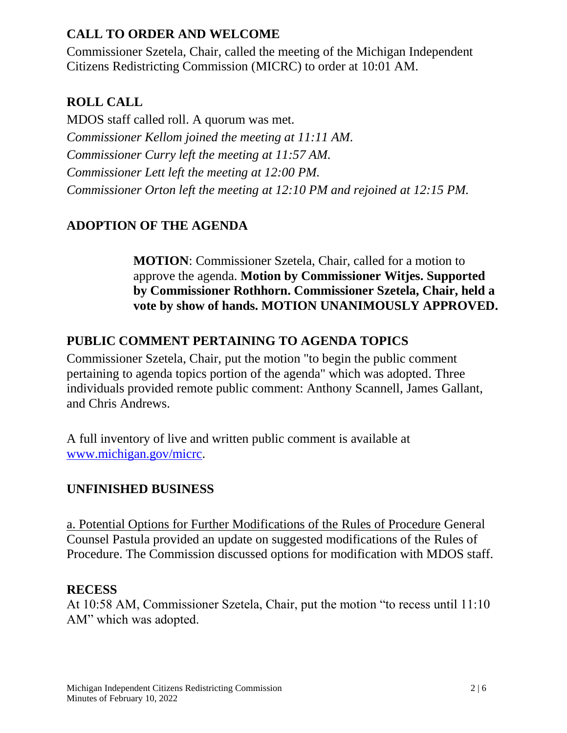## CALL TO ORDER AND WELCOME

Commissioner Szetela, Chair, called the meeting of the Michigan Independent Citizens Redistricting Commission (MICRC) to order at 10:01 AM.

## ROLL CALL

MDOS staff called roll. A quorum was met.

*Commissioner Kellom joined the meeting at 11:11 AM.*
*Commissioner Curry left the meeting at 11:57 AM.*
*Commissioner Lett left the meeting at 12:00 PM.*
*Commissioner Orton left the meeting at 12:10 PM and rejoined at 12:15 PM.*

## ADOPTION OF THE AGENDA

> **MOTION**: Commissioner Szetela, Chair, called for a motion to approve the agenda. **Motion by Commissioner Witjes. Supported by Commissioner Rothhorn. Commissioner Szetela, Chair, held a vote by show of hands. MOTION UNANIMOUSLY APPROVED.**

## PUBLIC COMMENT PERTAINING TO AGENDA TOPICS

Commissioner Szetela, Chair, put the motion "to begin the public comment pertaining to agenda topics portion of the agenda" which was adopted. Three individuals provided remote public comment: Anthony Scannell, James Gallant, and Chris Andrews.

A full inventory of live and written public comment is available at www.michigan.gov/micrc.

## UNFINISHED BUSINESS

a. Potential Options for Further Modifications of the Rules of Procedure General Counsel Pastula provided an update on suggested modifications of the Rules of Procedure. The Commission discussed options for modification with MDOS staff.

## RECESS

At 10:58 AM, Commissioner Szetela, Chair, put the motion "to recess until 11:10 AM" which was adopted.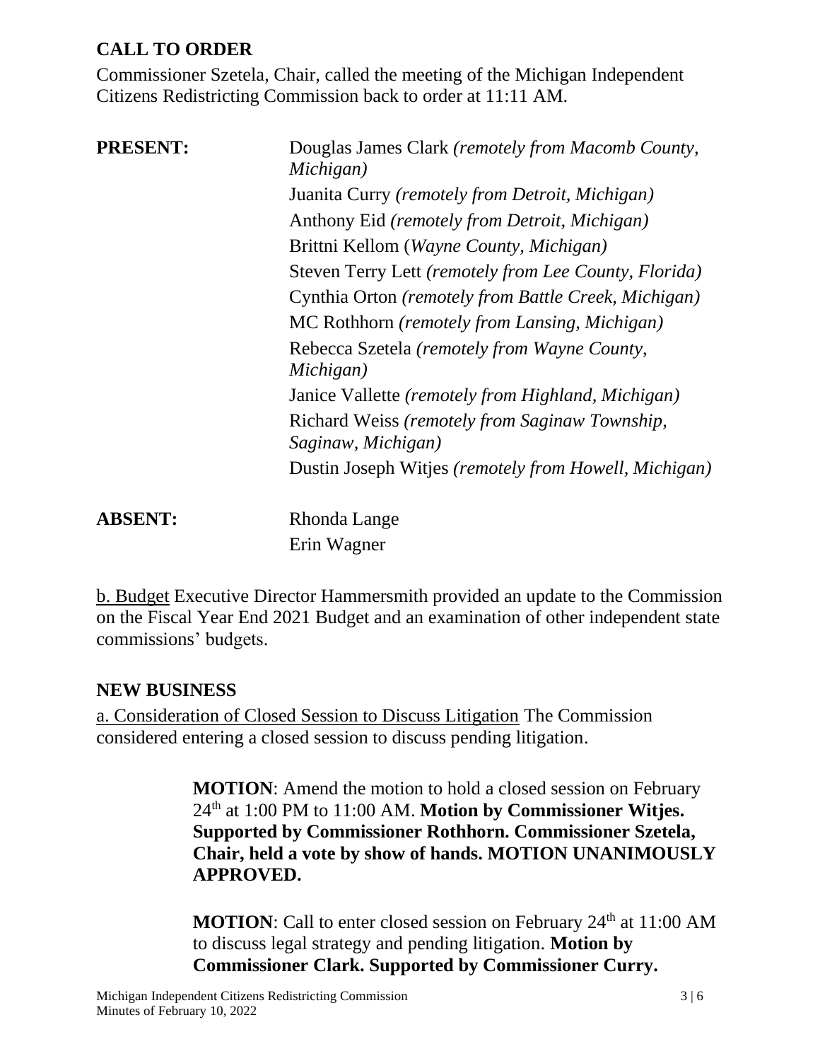## CALL TO ORDER

Commissioner Szetela, Chair, called the meeting of the Michigan Independent Citizens Redistricting Commission back to order at 11:11 AM.

**PRESENT:**

Douglas James Clark *(remotely from Macomb County, Michigan)*
Juanita Curry *(remotely from Detroit, Michigan)*
Anthony Eid *(remotely from Detroit, Michigan)*
Brittni Kellom (*Wayne County, Michigan)*
Steven Terry Lett *(remotely from Lee County, Florida)*
Cynthia Orton *(remotely from Battle Creek, Michigan)*
MC Rothhorn *(remotely from Lansing, Michigan)*
Rebecca Szetela *(remotely from Wayne County, Michigan)*
Janice Vallette *(remotely from Highland, Michigan)*
Richard Weiss *(remotely from Saginaw Township, Saginaw, Michigan)*
Dustin Joseph Witjes *(remotely from Howell, Michigan)*

**ABSENT:**

Rhonda Lange
Erin Wagner

b. Budget Executive Director Hammersmith provided an update to the Commission on the Fiscal Year End 2021 Budget and an examination of other independent state commissions' budgets.

## NEW BUSINESS

a. Consideration of Closed Session to Discuss Litigation The Commission considered entering a closed session to discuss pending litigation.

> **MOTION**: Amend the motion to hold a closed session on February 24th at 1:00 PM to 11:00 AM. **Motion by Commissioner Witjes. Supported by Commissioner Rothhorn. Commissioner Szetela, Chair, held a vote by show of hands. MOTION UNANIMOUSLY APPROVED.**

> **MOTION**: Call to enter closed session on February 24th at 11:00 AM to discuss legal strategy and pending litigation. **Motion by Commissioner Clark. Supported by Commissioner Curry.**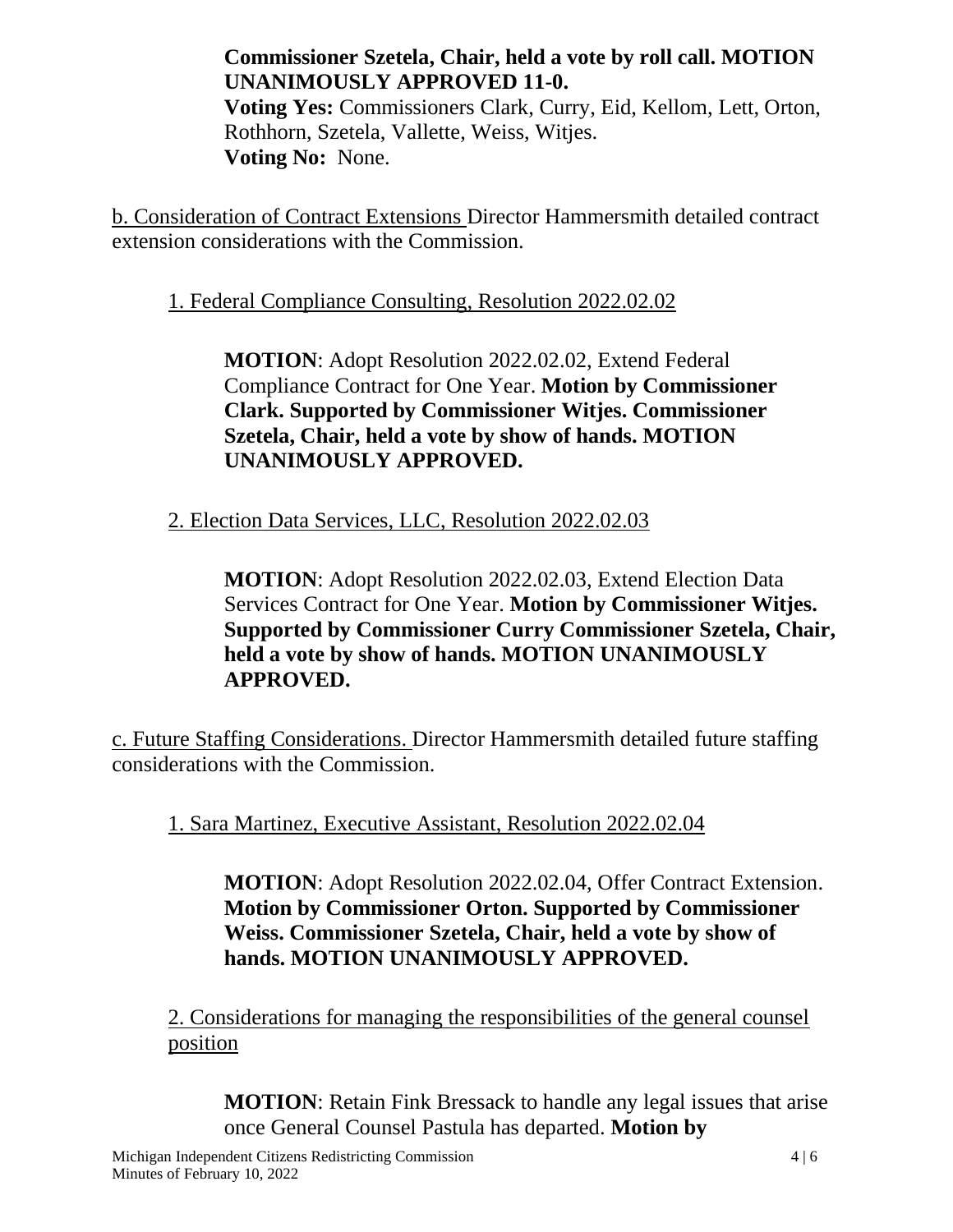**Commissioner Szetela, Chair, held a vote by roll call. MOTION UNANIMOUSLY APPROVED 11-0.**
**Voting Yes:** Commissioners Clark, Curry, Eid, Kellom, Lett, Orton, Rothhorn, Szetela, Vallette, Weiss, Witjes.
**Voting No:** None.

<u>b. Consideration of Contract Extensions</u> Director Hammersmith detailed contract extension considerations with the Commission.

<u>1. Federal Compliance Consulting, Resolution 2022.02.02</u>

**MOTION**: Adopt Resolution 2022.02.02, Extend Federal Compliance Contract for One Year. **Motion by Commissioner Clark. Supported by Commissioner Witjes. Commissioner Szetela, Chair, held a vote by show of hands. MOTION UNANIMOUSLY APPROVED.**

<u>2. Election Data Services, LLC, Resolution 2022.02.03</u>

**MOTION**: Adopt Resolution 2022.02.03, Extend Election Data Services Contract for One Year. **Motion by Commissioner Witjes. Supported by Commissioner Curry Commissioner Szetela, Chair, held a vote by show of hands. MOTION UNANIMOUSLY APPROVED.**

<u>c. Future Staffing Considerations.</u> Director Hammersmith detailed future staffing considerations with the Commission.

<u>1. Sara Martinez, Executive Assistant, Resolution 2022.02.04</u>

**MOTION**: Adopt Resolution 2022.02.04, Offer Contract Extension. **Motion by Commissioner Orton. Supported by Commissioner Weiss. Commissioner Szetela, Chair, held a vote by show of hands. MOTION UNANIMOUSLY APPROVED.**

<u>2. Considerations for managing the responsibilities of the general counsel position</u>

**MOTION**: Retain Fink Bressack to handle any legal issues that arise once General Counsel Pastula has departed. **Motion by**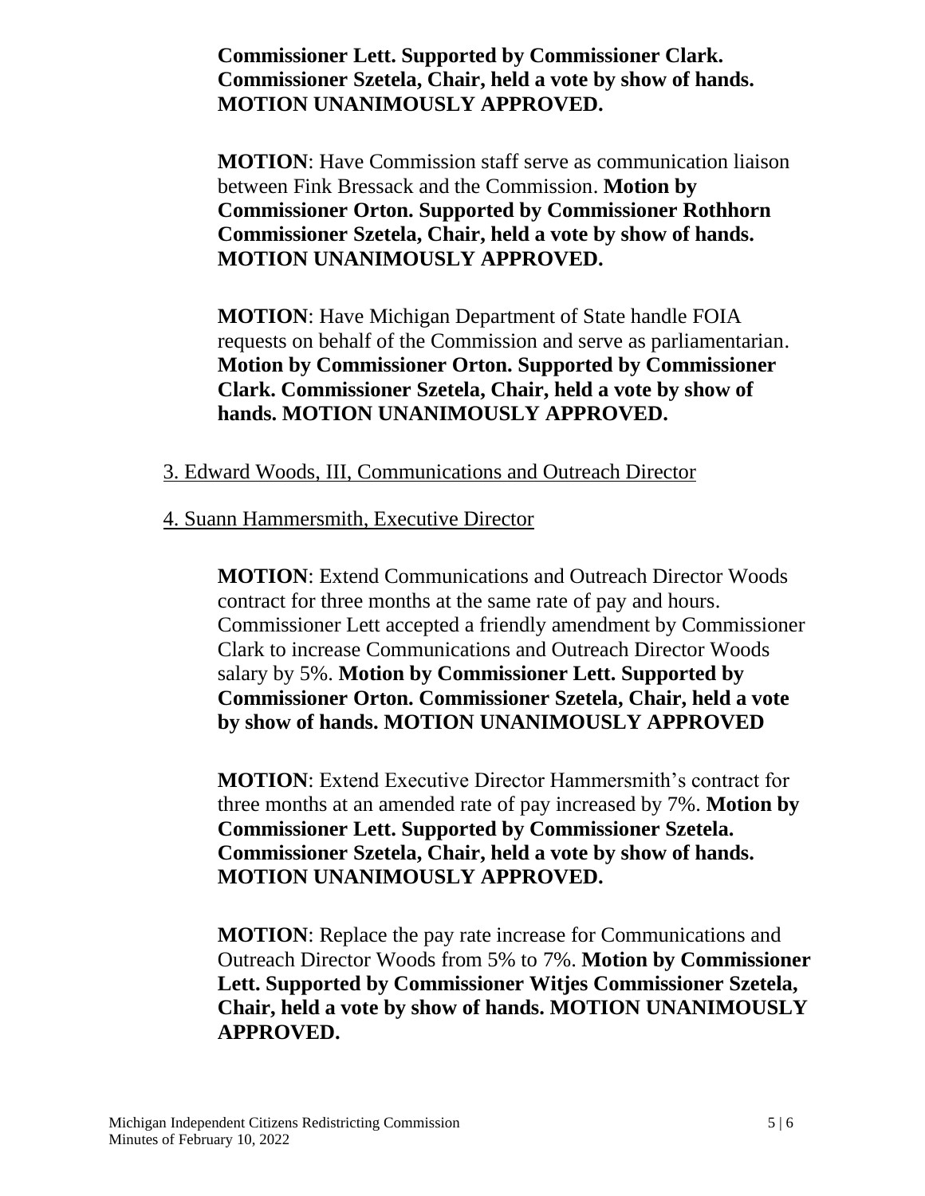**Commissioner Lett. Supported by Commissioner Clark. Commissioner Szetela, Chair, held a vote by show of hands. MOTION UNANIMOUSLY APPROVED.**

**MOTION**: Have Commission staff serve as communication liaison between Fink Bressack and the Commission. **Motion by Commissioner Orton. Supported by Commissioner Rothhorn Commissioner Szetela, Chair, held a vote by show of hands. MOTION UNANIMOUSLY APPROVED.**

**MOTION**: Have Michigan Department of State handle FOIA requests on behalf of the Commission and serve as parliamentarian. **Motion by Commissioner Orton. Supported by Commissioner Clark. Commissioner Szetela, Chair, held a vote by show of hands. MOTION UNANIMOUSLY APPROVED.**

3. Edward Woods, III, Communications and Outreach Director

4. Suann Hammersmith, Executive Director

**MOTION**: Extend Communications and Outreach Director Woods contract for three months at the same rate of pay and hours. Commissioner Lett accepted a friendly amendment by Commissioner Clark to increase Communications and Outreach Director Woods salary by 5%. **Motion by Commissioner Lett. Supported by Commissioner Orton. Commissioner Szetela, Chair, held a vote by show of hands. MOTION UNANIMOUSLY APPROVED**

**MOTION**: Extend Executive Director Hammersmith's contract for three months at an amended rate of pay increased by 7%. **Motion by Commissioner Lett. Supported by Commissioner Szetela. Commissioner Szetela, Chair, held a vote by show of hands. MOTION UNANIMOUSLY APPROVED.**

**MOTION**: Replace the pay rate increase for Communications and Outreach Director Woods from 5% to 7%. **Motion by Commissioner Lett. Supported by Commissioner Witjes Commissioner Szetela, Chair, held a vote by show of hands. MOTION UNANIMOUSLY APPROVED.**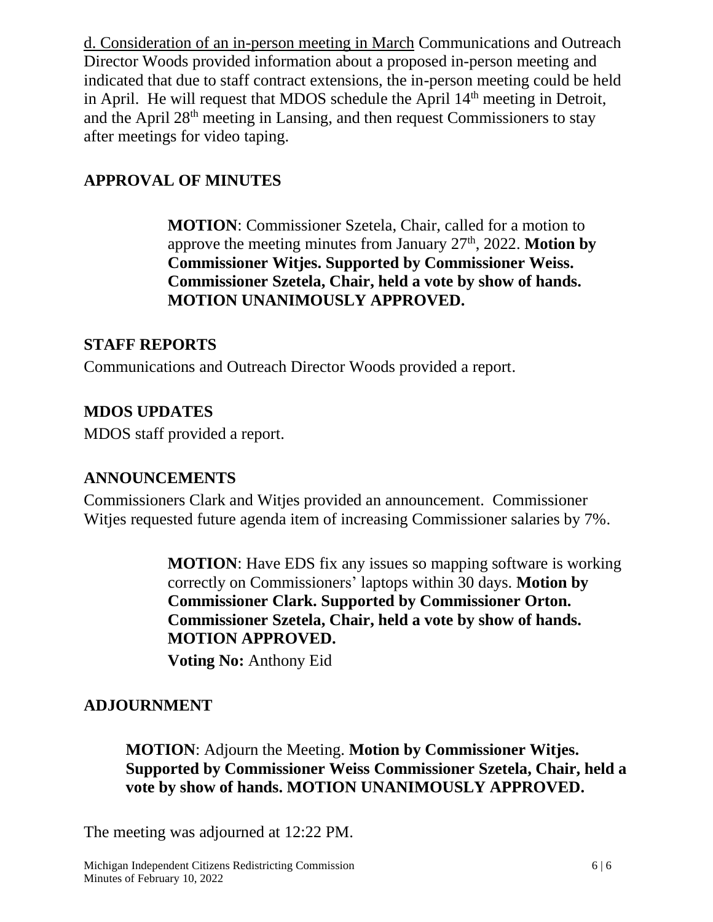d. Consideration of an in-person meeting in March Communications and Outreach Director Woods provided information about a proposed in-person meeting and indicated that due to staff contract extensions, the in-person meeting could be held in April. He will request that MDOS schedule the April 14th meeting in Detroit, and the April 28th meeting in Lansing, and then request Commissioners to stay after meetings for video taping.

## APPROVAL OF MINUTES

> **MOTION**: Commissioner Szetela, Chair, called for a motion to approve the meeting minutes from January 27th, 2022. **Motion by Commissioner Witjes. Supported by Commissioner Weiss. Commissioner Szetela, Chair, held a vote by show of hands. MOTION UNANIMOUSLY APPROVED.**

## STAFF REPORTS

Communications and Outreach Director Woods provided a report.

## MDOS UPDATES

MDOS staff provided a report.

## ANNOUNCEMENTS

Commissioners Clark and Witjes provided an announcement. Commissioner Witjes requested future agenda item of increasing Commissioner salaries by 7%.

> **MOTION**: Have EDS fix any issues so mapping software is working correctly on Commissioners' laptops within 30 days. **Motion by Commissioner Clark. Supported by Commissioner Orton. Commissioner Szetela, Chair, held a vote by show of hands. MOTION APPROVED.**
>
> **Voting No:** Anthony Eid

## ADJOURNMENT

> **MOTION**: Adjourn the Meeting. **Motion by Commissioner Witjes. Supported by Commissioner Weiss Commissioner Szetela, Chair, held a vote by show of hands. MOTION UNANIMOUSLY APPROVED.**

The meeting was adjourned at 12:22 PM.